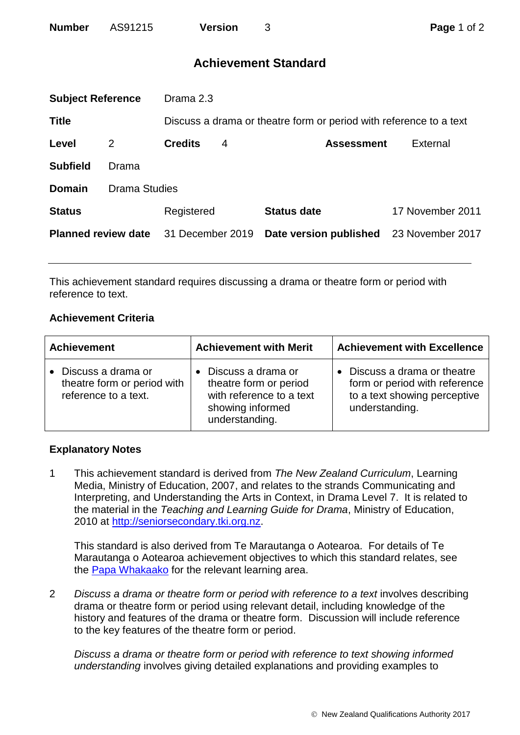| **Number** | AS91215 | **Version** | 3 |
|---|---|---|---|

## Achievement Standard

| | | | |
|---|---|---|---|
| **Subject Reference** | Drama 2.3 | | |
| **Title** | Discuss a drama or theatre form or period with reference to a text | | |
| **Level** | 2 | **Credits** 4 | **Assessment** External |
| **Subfield** | Drama | | |
| **Domain** | Drama Studies | | |
| **Status** | Registered | **Status date** | 17 November 2011 |
| **Planned review date** | 31 December 2019 | **Date version published** | 23 November 2017 |

This achievement standard requires discussing a drama or theatre form or period with reference to text.

### Achievement Criteria

| Achievement | Achievement with Merit | Achievement with Excellence |
|---|---|---|
| • Discuss a drama or theatre form or period with reference to a text. | • Discuss a drama or theatre form or period with reference to a text showing informed understanding. | • Discuss a drama or theatre form or period with reference to a text showing perceptive understanding. |

### Explanatory Notes

1 This achievement standard is derived from *The New Zealand Curriculum*, Learning Media, Ministry of Education, 2007, and relates to the strands Communicating and Interpreting, and Understanding the Arts in Context, in Drama Level 7. It is related to the material in the *Teaching and Learning Guide for Drama*, Ministry of Education, 2010 at http://seniorsecondary.tki.org.nz.

This standard is also derived from Te Marautanga o Aotearoa. For details of Te Marautanga o Aotearoa achievement objectives to which this standard relates, see the Papa Whakaako for the relevant learning area.

2 *Discuss a drama or theatre form or period with reference to a text* involves describing drama or theatre form or period using relevant detail, including knowledge of the history and features of the drama or theatre form. Discussion will include reference to the key features of the theatre form or period.

*Discuss a drama or theatre form or period with reference to text showing informed understanding* involves giving detailed explanations and providing examples to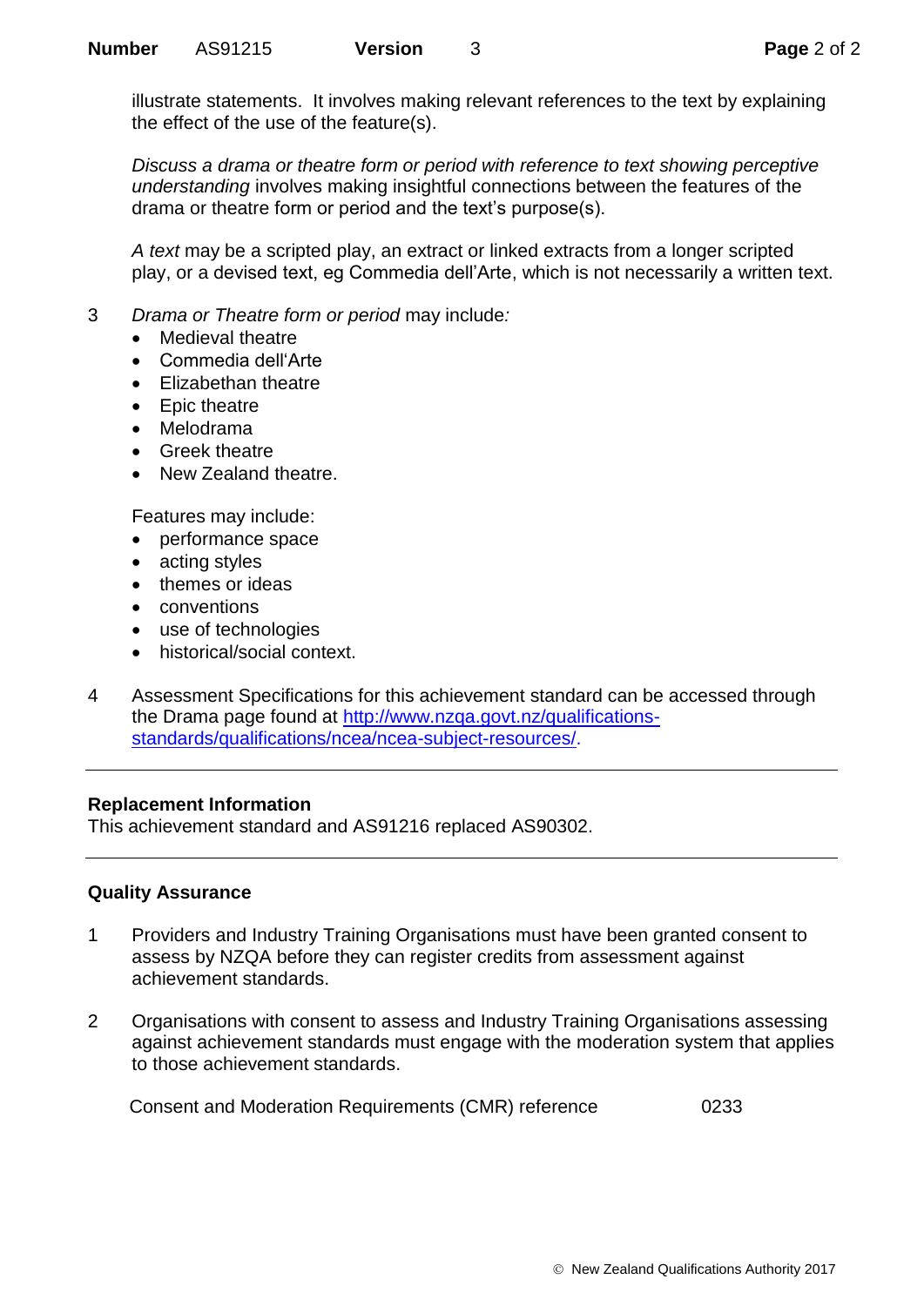illustrate statements. It involves making relevant references to the text by explaining the effect of the use of the feature(s).

*Discuss a drama or theatre form or period with reference to text showing perceptive understanding* involves making insightful connections between the features of the drama or theatre form or period and the text's purpose(s).

*A text* may be a scripted play, an extract or linked extracts from a longer scripted play, or a devised text, eg Commedia dell'Arte, which is not necessarily a written text.

3 *Drama or Theatre form or period* may include*:*

- Medieval theatre
- Commedia dell'Arte
- Elizabethan theatre
- Epic theatre
- Melodrama
- Greek theatre
- New Zealand theatre.

Features may include:

- performance space
- acting styles
- themes or ideas
- conventions
- use of technologies
- historical/social context.

4 Assessment Specifications for this achievement standard can be accessed through the Drama page found at [http://www.nzqa.govt.nz/qualifications-standards/qualifications/ncea/ncea-subject-resources/](http://www.nzqa.govt.nz/qualifications-standards/qualifications/ncea/ncea-subject-resources/).

---

**Replacement Information**

This achievement standard and AS91216 replaced AS90302.

---

**Quality Assurance**

1 Providers and Industry Training Organisations must have been granted consent to assess by NZQA before they can register credits from assessment against achievement standards.

2 Organisations with consent to assess and Industry Training Organisations assessing against achievement standards must engage with the moderation system that applies to those achievement standards.

Consent and Moderation Requirements (CMR) reference 0233

© New Zealand Qualifications Authority 2017